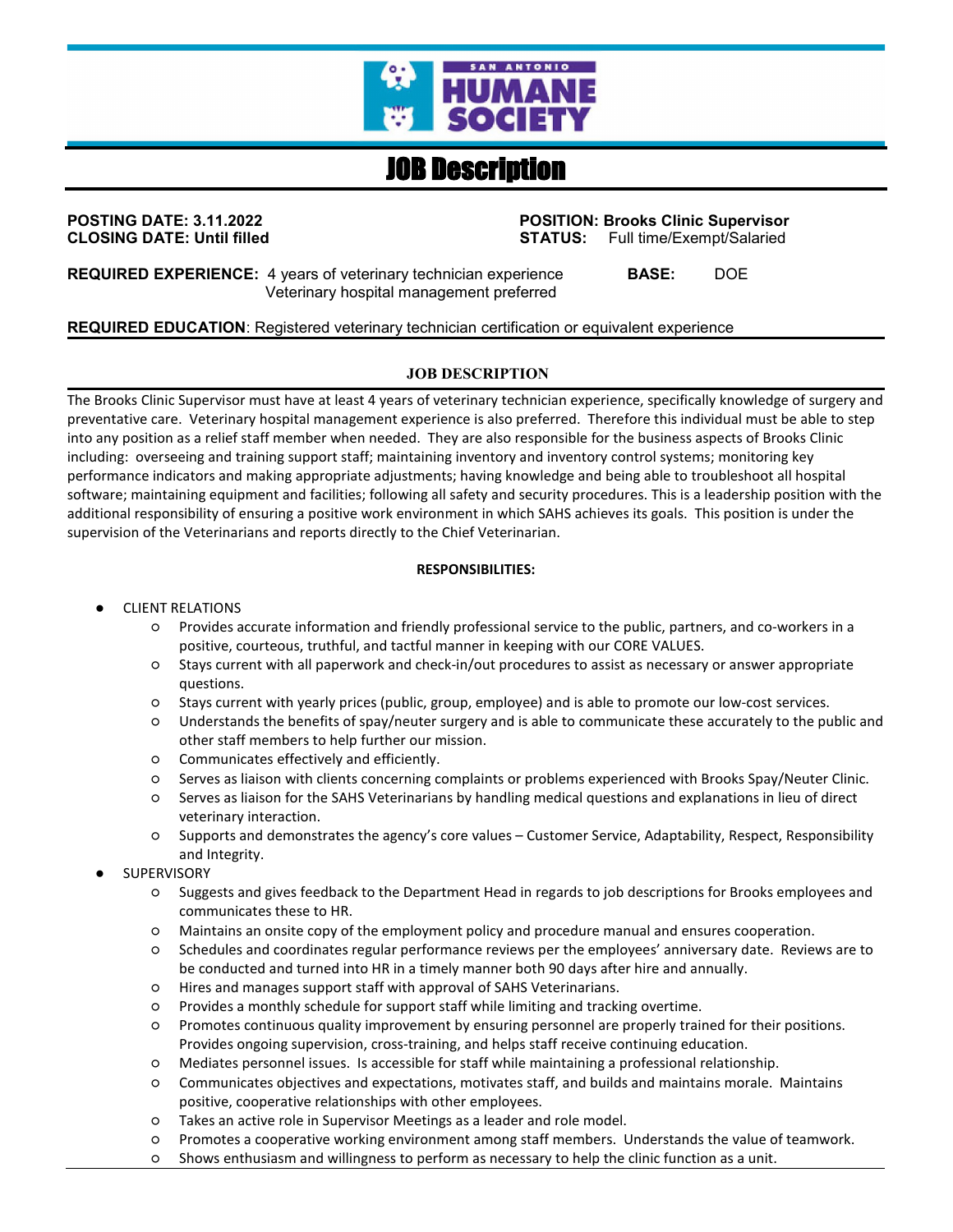SAN ANTONIO HUMANE SOCIETY

# JOB Description

**POSTING DATE: 3.11.2022**
**CLOSING DATE: Until filled**

**POSITION: Brooks Clinic Supervisor**
**STATUS:** Full time/Exempt/Salaried

**REQUIRED EXPERIENCE:** 4 years of veterinary technician experience
Veterinary hospital management preferred

**BASE:** DOE

**REQUIRED EDUCATION**: Registered veterinary technician certification or equivalent experience

## JOB DESCRIPTION

The Brooks Clinic Supervisor must have at least 4 years of veterinary technician experience, specifically knowledge of surgery and preventative care. Veterinary hospital management experience is also preferred. Therefore this individual must be able to step into any position as a relief staff member when needed. They are also responsible for the business aspects of Brooks Clinic including: overseeing and training support staff; maintaining inventory and inventory control systems; monitoring key performance indicators and making appropriate adjustments; having knowledge and being able to troubleshoot all hospital software; maintaining equipment and facilities; following all safety and security procedures. This is a leadership position with the additional responsibility of ensuring a positive work environment in which SAHS achieves its goals. This position is under the supervision of the Veterinarians and reports directly to the Chief Veterinarian.

**RESPONSIBILITIES:**

- CLIENT RELATIONS
  - Provides accurate information and friendly professional service to the public, partners, and co-workers in a positive, courteous, truthful, and tactful manner in keeping with our CORE VALUES.
  - Stays current with all paperwork and check-in/out procedures to assist as necessary or answer appropriate questions.
  - Stays current with yearly prices (public, group, employee) and is able to promote our low-cost services.
  - Understands the benefits of spay/neuter surgery and is able to communicate these accurately to the public and other staff members to help further our mission.
  - Communicates effectively and efficiently.
  - Serves as liaison with clients concerning complaints or problems experienced with Brooks Spay/Neuter Clinic.
  - Serves as liaison for the SAHS Veterinarians by handling medical questions and explanations in lieu of direct veterinary interaction.
  - Supports and demonstrates the agency's core values – Customer Service, Adaptability, Respect, Responsibility and Integrity.
- SUPERVISORY
  - Suggests and gives feedback to the Department Head in regards to job descriptions for Brooks employees and communicates these to HR.
  - Maintains an onsite copy of the employment policy and procedure manual and ensures cooperation.
  - Schedules and coordinates regular performance reviews per the employees' anniversary date. Reviews are to be conducted and turned into HR in a timely manner both 90 days after hire and annually.
  - Hires and manages support staff with approval of SAHS Veterinarians.
  - Provides a monthly schedule for support staff while limiting and tracking overtime.
  - Promotes continuous quality improvement by ensuring personnel are properly trained for their positions. Provides ongoing supervision, cross-training, and helps staff receive continuing education.
  - Mediates personnel issues. Is accessible for staff while maintaining a professional relationship.
  - Communicates objectives and expectations, motivates staff, and builds and maintains morale. Maintains positive, cooperative relationships with other employees.
  - Takes an active role in Supervisor Meetings as a leader and role model.
  - Promotes a cooperative working environment among staff members. Understands the value of teamwork.
  - Shows enthusiasm and willingness to perform as necessary to help the clinic function as a unit.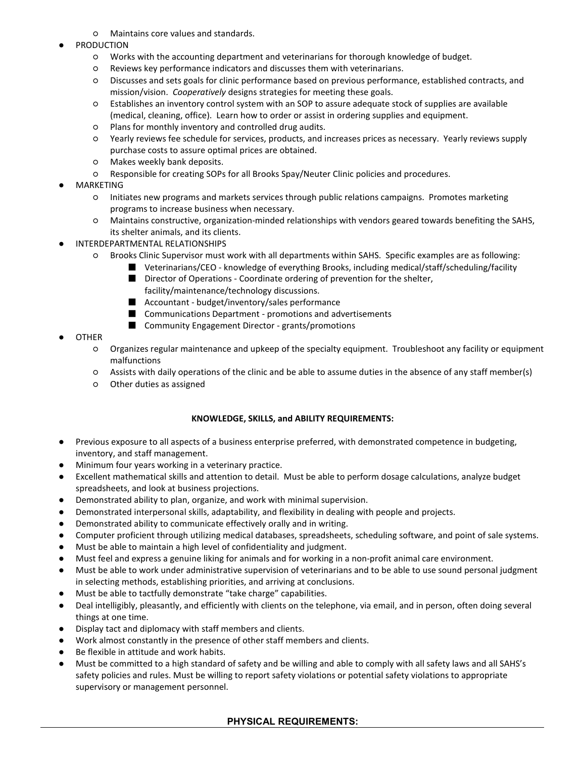- Maintains core values and standards.
- PRODUCTION
  - Works with the accounting department and veterinarians for thorough knowledge of budget.
  - Reviews key performance indicators and discusses them with veterinarians.
  - Discusses and sets goals for clinic performance based on previous performance, established contracts, and mission/vision. *Cooperatively* designs strategies for meeting these goals.
  - Establishes an inventory control system with an SOP to assure adequate stock of supplies are available (medical, cleaning, office). Learn how to order or assist in ordering supplies and equipment.
  - Plans for monthly inventory and controlled drug audits.
  - Yearly reviews fee schedule for services, products, and increases prices as necessary. Yearly reviews supply purchase costs to assure optimal prices are obtained.
  - Makes weekly bank deposits.
  - Responsible for creating SOPs for all Brooks Spay/Neuter Clinic policies and procedures.
- MARKETING
  - Initiates new programs and markets services through public relations campaigns. Promotes marketing programs to increase business when necessary.
  - Maintains constructive, organization-minded relationships with vendors geared towards benefiting the SAHS, its shelter animals, and its clients.
- INTERDEPARTMENTAL RELATIONSHIPS
  - Brooks Clinic Supervisor must work with all departments within SAHS. Specific examples are as following:
    - Veterinarians/CEO - knowledge of everything Brooks, including medical/staff/scheduling/facility
    - Director of Operations - Coordinate ordering of prevention for the shelter, facility/maintenance/technology discussions.
    - Accountant - budget/inventory/sales performance
    - Communications Department - promotions and advertisements
    - Community Engagement Director - grants/promotions
- OTHER
  - Organizes regular maintenance and upkeep of the specialty equipment. Troubleshoot any facility or equipment malfunctions
  - Assists with daily operations of the clinic and be able to assume duties in the absence of any staff member(s)
  - Other duties as assigned

## KNOWLEDGE, SKILLS, and ABILITY REQUIREMENTS:

- Previous exposure to all aspects of a business enterprise preferred, with demonstrated competence in budgeting, inventory, and staff management.
- Minimum four years working in a veterinary practice.
- Excellent mathematical skills and attention to detail. Must be able to perform dosage calculations, analyze budget spreadsheets, and look at business projections.
- Demonstrated ability to plan, organize, and work with minimal supervision.
- Demonstrated interpersonal skills, adaptability, and flexibility in dealing with people and projects.
- Demonstrated ability to communicate effectively orally and in writing.
- Computer proficient through utilizing medical databases, spreadsheets, scheduling software, and point of sale systems.
- Must be able to maintain a high level of confidentiality and judgment.
- Must feel and express a genuine liking for animals and for working in a non-profit animal care environment.
- Must be able to work under administrative supervision of veterinarians and to be able to use sound personal judgment in selecting methods, establishing priorities, and arriving at conclusions.
- Must be able to tactfully demonstrate "take charge" capabilities.
- Deal intelligibly, pleasantly, and efficiently with clients on the telephone, via email, and in person, often doing several things at one time.
- Display tact and diplomacy with staff members and clients.
- Work almost constantly in the presence of other staff members and clients.
- Be flexible in attitude and work habits.
- Must be committed to a high standard of safety and be willing and able to comply with all safety laws and all SAHS's safety policies and rules. Must be willing to report safety violations or potential safety violations to appropriate supervisory or management personnel.

## PHYSICAL REQUIREMENTS: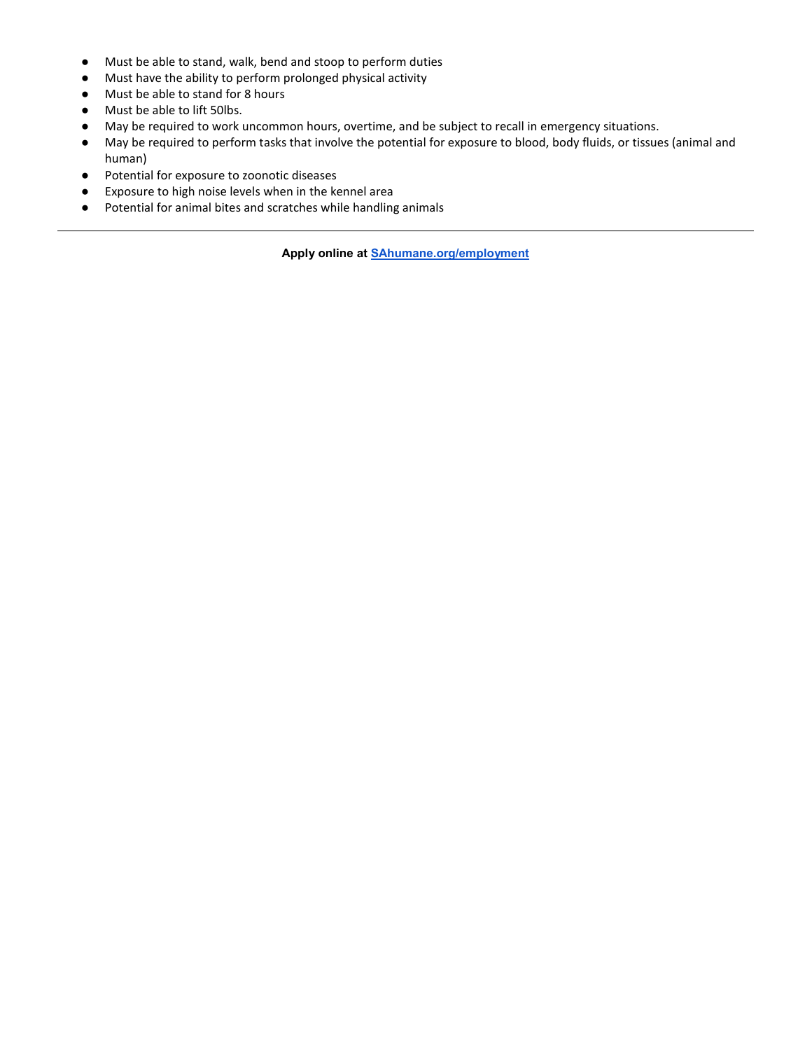- Must be able to stand, walk, bend and stoop to perform duties
- Must have the ability to perform prolonged physical activity
- Must be able to stand for 8 hours
- Must be able to lift 50lbs.
- May be required to work uncommon hours, overtime, and be subject to recall in emergency situations.
- May be required to perform tasks that involve the potential for exposure to blood, body fluids, or tissues (animal and human)
- Potential for exposure to zoonotic diseases
- Exposure to high noise levels when in the kennel area
- Potential for animal bites and scratches while handling animals

---

**Apply online at [SAhumane.org/employment](SAhumane.org/employment)**